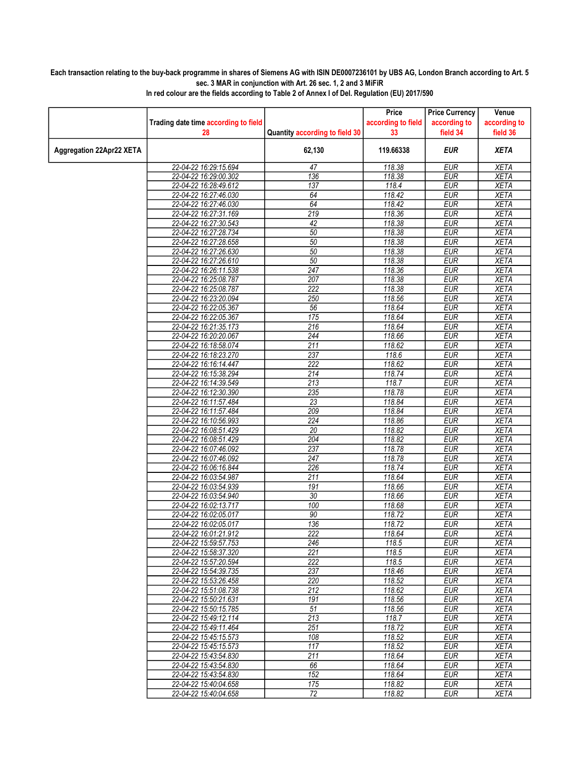**Each transaction relating to the buy-back programme in shares of Siemens AG with ISIN DE0007236101 by UBS AG, London Branch according to Art. 5 sec. 3 MAR in conjunction with Art. 26 sec. 1, 2 and 3 MiFiR**

**In red colour are the fields according to Table 2 of Annex I of Del. Regulation (EU) 2017/590**

| | Trading date time according to field 28 | Quantity according to field 30 | Price according to field 33 | Price Currency according to field 34 | Venue according to field 36 |
|---|---|---|---|---|---|
| **Aggregation 22Apr22 XETA** | | **62,130** | **119.66338** | ***EUR*** | ***XETA*** |
| | 22-04-22 16:29:15.694 | 47 | 118.38 | EUR | XETA |
| | 22-04-22 16:29:00.302 | 136 | 118.38 | EUR | XETA |
| | 22-04-22 16:28:49.612 | 137 | 118.4 | EUR | XETA |
| | 22-04-22 16:27:46.030 | 64 | 118.42 | EUR | XETA |
| | 22-04-22 16:27:46.030 | 64 | 118.42 | EUR | XETA |
| | 22-04-22 16:27:31.169 | 219 | 118.36 | EUR | XETA |
| | 22-04-22 16:27:30.543 | 42 | 118.38 | EUR | XETA |
| | 22-04-22 16:27:28.734 | 50 | 118.38 | EUR | XETA |
| | 22-04-22 16:27:28.658 | 50 | 118.38 | EUR | XETA |
| | 22-04-22 16:27:26.630 | 50 | 118.38 | EUR | XETA |
| | 22-04-22 16:27:26.610 | 50 | 118.38 | EUR | XETA |
| | 22-04-22 16:26:11.538 | 247 | 118.36 | EUR | XETA |
| | 22-04-22 16:25:08.787 | 207 | 118.38 | EUR | XETA |
| | 22-04-22 16:25:08.787 | 222 | 118.38 | EUR | XETA |
| | 22-04-22 16:23:20.094 | 250 | 118.56 | EUR | XETA |
| | 22-04-22 16:22:05.367 | 56 | 118.64 | EUR | XETA |
| | 22-04-22 16:22:05.367 | 175 | 118.64 | EUR | XETA |
| | 22-04-22 16:21:35.173 | 216 | 118.64 | EUR | XETA |
| | 22-04-22 16:20:20.067 | 244 | 118.66 | EUR | XETA |
| | 22-04-22 16:18:58.074 | 211 | 118.62 | EUR | XETA |
| | 22-04-22 16:18:23.270 | 237 | 118.6 | EUR | XETA |
| | 22-04-22 16:16:14.447 | 222 | 118.62 | EUR | XETA |
| | 22-04-22 16:15:38.294 | 214 | 118.74 | EUR | XETA |
| | 22-04-22 16:14:39.549 | 213 | 118.7 | EUR | XETA |
| | 22-04-22 16:12:30.390 | 235 | 118.78 | EUR | XETA |
| | 22-04-22 16:11:57.484 | 23 | 118.84 | EUR | XETA |
| | 22-04-22 16:11:57.484 | 209 | 118.84 | EUR | XETA |
| | 22-04-22 16:10:56.993 | 224 | 118.86 | EUR | XETA |
| | 22-04-22 16:08:51.429 | 20 | 118.82 | EUR | XETA |
| | 22-04-22 16:08:51.429 | 204 | 118.82 | EUR | XETA |
| | 22-04-22 16:07:46.092 | 237 | 118.78 | EUR | XETA |
| | 22-04-22 16:07:46.092 | 247 | 118.78 | EUR | XETA |
| | 22-04-22 16:06:16.844 | 226 | 118.74 | EUR | XETA |
| | 22-04-22 16:03:54.987 | 211 | 118.64 | EUR | XETA |
| | 22-04-22 16:03:54.939 | 191 | 118.66 | EUR | XETA |
| | 22-04-22 16:03:54.940 | 30 | 118.66 | EUR | XETA |
| | 22-04-22 16:02:13.717 | 100 | 118.68 | EUR | XETA |
| | 22-04-22 16:02:05.017 | 90 | 118.72 | EUR | XETA |
| | 22-04-22 16:02:05.017 | 136 | 118.72 | EUR | XETA |
| | 22-04-22 16:01:21.912 | 222 | 118.64 | EUR | XETA |
| | 22-04-22 15:59:57.753 | 246 | 118.5 | EUR | XETA |
| | 22-04-22 15:58:37.320 | 221 | 118.5 | EUR | XETA |
| | 22-04-22 15:57:20.594 | 222 | 118.5 | EUR | XETA |
| | 22-04-22 15:54:39.735 | 237 | 118.46 | EUR | XETA |
| | 22-04-22 15:53:26.458 | 220 | 118.52 | EUR | XETA |
| | 22-04-22 15:51:08.738 | 212 | 118.62 | EUR | XETA |
| | 22-04-22 15:50:21.631 | 191 | 118.56 | EUR | XETA |
| | 22-04-22 15:50:15.785 | 51 | 118.56 | EUR | XETA |
| | 22-04-22 15:49:12.114 | 213 | 118.7 | EUR | XETA |
| | 22-04-22 15:49:11.464 | 251 | 118.72 | EUR | XETA |
| | 22-04-22 15:45:15.573 | 108 | 118.52 | EUR | XETA |
| | 22-04-22 15:45:15.573 | 117 | 118.52 | EUR | XETA |
| | 22-04-22 15:43:54.830 | 211 | 118.64 | EUR | XETA |
| | 22-04-22 15:43:54.830 | 66 | 118.64 | EUR | XETA |
| | 22-04-22 15:43:54.830 | 152 | 118.64 | EUR | XETA |
| | 22-04-22 15:40:04.658 | 175 | 118.82 | EUR | XETA |
| | 22-04-22 15:40:04.658 | 72 | 118.82 | EUR | XETA |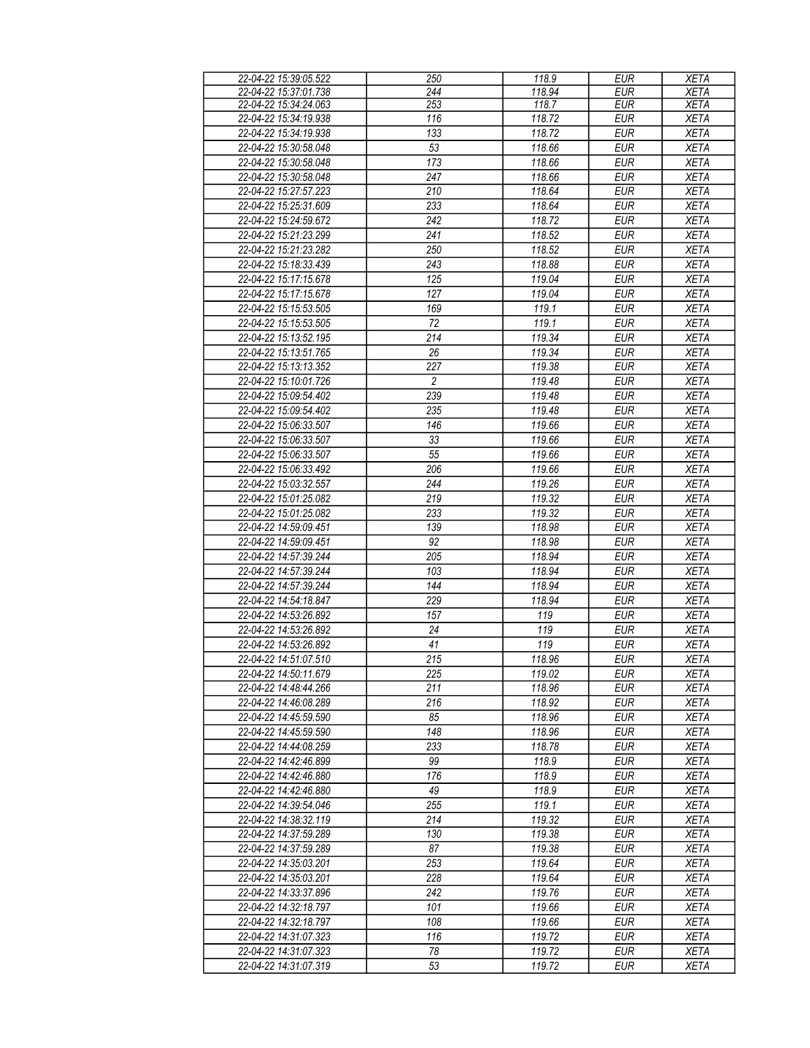| 22-04-22 15:39:05.522 | 250 | 118.9 | EUR | XETA |
|---|---|---|---|---|
| 22-04-22 15:37:01.738 | 244 | 118.94 | EUR | XETA |
| 22-04-22 15:34:24.063 | 253 | 118.7 | EUR | XETA |
| 22-04-22 15:34:19.938 | 116 | 118.72 | EUR | XETA |
| 22-04-22 15:34:19.938 | 133 | 118.72 | EUR | XETA |
| 22-04-22 15:30:58.048 | 53 | 118.66 | EUR | XETA |
| 22-04-22 15:30:58.048 | 173 | 118.66 | EUR | XETA |
| 22-04-22 15:30:58.048 | 247 | 118.66 | EUR | XETA |
| 22-04-22 15:27:57.223 | 210 | 118.64 | EUR | XETA |
| 22-04-22 15:25:31.609 | 233 | 118.64 | EUR | XETA |
| 22-04-22 15:24:59.672 | 242 | 118.72 | EUR | XETA |
| 22-04-22 15:21:23.299 | 241 | 118.52 | EUR | XETA |
| 22-04-22 15:21:23.282 | 250 | 118.52 | EUR | XETA |
| 22-04-22 15:18:33.439 | 243 | 118.88 | EUR | XETA |
| 22-04-22 15:17:15.678 | 125 | 119.04 | EUR | XETA |
| 22-04-22 15:17:15.678 | 127 | 119.04 | EUR | XETA |
| 22-04-22 15:15:53.505 | 169 | 119.1 | EUR | XETA |
| 22-04-22 15:15:53.505 | 72 | 119.1 | EUR | XETA |
| 22-04-22 15:13:52.195 | 214 | 119.34 | EUR | XETA |
| 22-04-22 15:13:51.765 | 26 | 119.34 | EUR | XETA |
| 22-04-22 15:13:13.352 | 227 | 119.38 | EUR | XETA |
| 22-04-22 15:10:01.726 | 2 | 119.48 | EUR | XETA |
| 22-04-22 15:09:54.402 | 239 | 119.48 | EUR | XETA |
| 22-04-22 15:09:54.402 | 235 | 119.48 | EUR | XETA |
| 22-04-22 15:06:33.507 | 146 | 119.66 | EUR | XETA |
| 22-04-22 15:06:33.507 | 33 | 119.66 | EUR | XETA |
| 22-04-22 15:06:33.507 | 55 | 119.66 | EUR | XETA |
| 22-04-22 15:06:33.492 | 206 | 119.66 | EUR | XETA |
| 22-04-22 15:03:32.557 | 244 | 119.26 | EUR | XETA |
| 22-04-22 15:01:25.082 | 219 | 119.32 | EUR | XETA |
| 22-04-22 15:01:25.082 | 233 | 119.32 | EUR | XETA |
| 22-04-22 14:59:09.451 | 139 | 118.98 | EUR | XETA |
| 22-04-22 14:59:09.451 | 92 | 118.98 | EUR | XETA |
| 22-04-22 14:57:39.244 | 205 | 118.94 | EUR | XETA |
| 22-04-22 14:57:39.244 | 103 | 118.94 | EUR | XETA |
| 22-04-22 14:57:39.244 | 144 | 118.94 | EUR | XETA |
| 22-04-22 14:54:18.847 | 229 | 118.94 | EUR | XETA |
| 22-04-22 14:53:26.892 | 157 | 119 | EUR | XETA |
| 22-04-22 14:53:26.892 | 24 | 119 | EUR | XETA |
| 22-04-22 14:53:26.892 | 41 | 119 | EUR | XETA |
| 22-04-22 14:51:07.510 | 215 | 118.96 | EUR | XETA |
| 22-04-22 14:50:11.679 | 225 | 119.02 | EUR | XETA |
| 22-04-22 14:48:44.266 | 211 | 118.96 | EUR | XETA |
| 22-04-22 14:46:08.289 | 216 | 118.92 | EUR | XETA |
| 22-04-22 14:45:59.590 | 85 | 118.96 | EUR | XETA |
| 22-04-22 14:45:59.590 | 148 | 118.96 | EUR | XETA |
| 22-04-22 14:44:08.259 | 233 | 118.78 | EUR | XETA |
| 22-04-22 14:42:46.899 | 99 | 118.9 | EUR | XETA |
| 22-04-22 14:42:46.880 | 176 | 118.9 | EUR | XETA |
| 22-04-22 14:42:46.880 | 49 | 118.9 | EUR | XETA |
| 22-04-22 14:39:54.046 | 255 | 119.1 | EUR | XETA |
| 22-04-22 14:38:32.119 | 214 | 119.32 | EUR | XETA |
| 22-04-22 14:37:59.289 | 130 | 119.38 | EUR | XETA |
| 22-04-22 14:37:59.289 | 87 | 119.38 | EUR | XETA |
| 22-04-22 14:35:03.201 | 253 | 119.64 | EUR | XETA |
| 22-04-22 14:35:03.201 | 228 | 119.64 | EUR | XETA |
| 22-04-22 14:33:37.896 | 242 | 119.76 | EUR | XETA |
| 22-04-22 14:32:18.797 | 101 | 119.66 | EUR | XETA |
| 22-04-22 14:32:18.797 | 108 | 119.66 | EUR | XETA |
| 22-04-22 14:31:07.323 | 116 | 119.72 | EUR | XETA |
| 22-04-22 14:31:07.323 | 78 | 119.72 | EUR | XETA |
| 22-04-22 14:31:07.319 | 53 | 119.72 | EUR | XETA |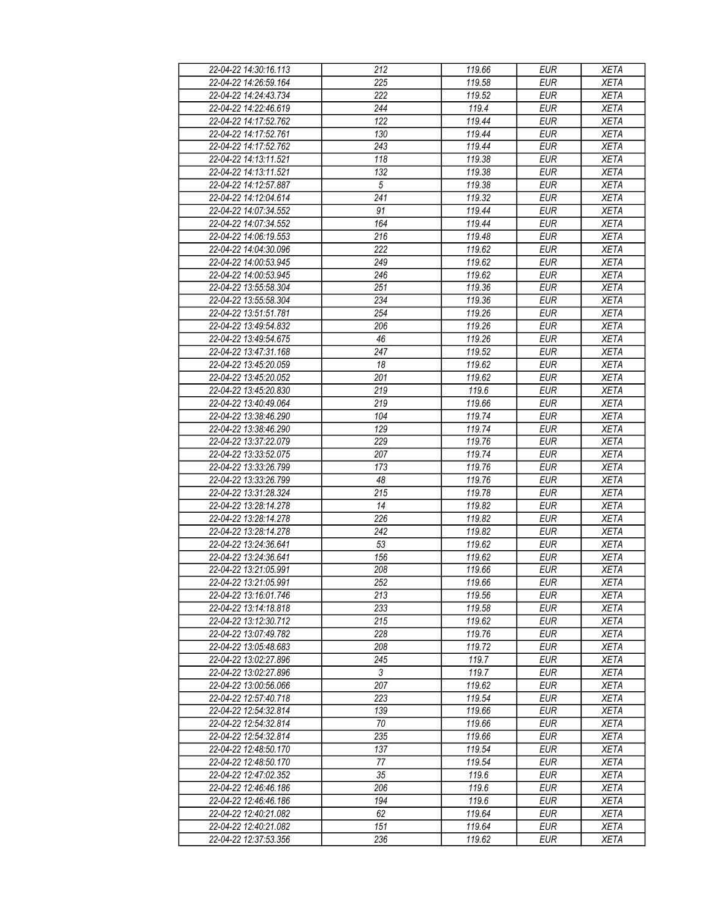| | | | | |
|---|---|---|---|---|
| 22-04-22 14:30:16.113 | 212 | 119.66 | EUR | XETA |
| 22-04-22 14:26:59.164 | 225 | 119.58 | EUR | XETA |
| 22-04-22 14:24:43.734 | 222 | 119.52 | EUR | XETA |
| 22-04-22 14:22:46.619 | 244 | 119.4 | EUR | XETA |
| 22-04-22 14:17:52.762 | 122 | 119.44 | EUR | XETA |
| 22-04-22 14:17:52.761 | 130 | 119.44 | EUR | XETA |
| 22-04-22 14:17:52.762 | 243 | 119.44 | EUR | XETA |
| 22-04-22 14:13:11.521 | 118 | 119.38 | EUR | XETA |
| 22-04-22 14:13:11.521 | 132 | 119.38 | EUR | XETA |
| 22-04-22 14:12:57.887 | 5 | 119.38 | EUR | XETA |
| 22-04-22 14:12:04.614 | 241 | 119.32 | EUR | XETA |
| 22-04-22 14:07:34.552 | 91 | 119.44 | EUR | XETA |
| 22-04-22 14:07:34.552 | 164 | 119.44 | EUR | XETA |
| 22-04-22 14:06:19.553 | 216 | 119.48 | EUR | XETA |
| 22-04-22 14:04:30.096 | 222 | 119.62 | EUR | XETA |
| 22-04-22 14:00:53.945 | 249 | 119.62 | EUR | XETA |
| 22-04-22 14:00:53.945 | 246 | 119.62 | EUR | XETA |
| 22-04-22 13:55:58.304 | 251 | 119.36 | EUR | XETA |
| 22-04-22 13:55:58.304 | 234 | 119.36 | EUR | XETA |
| 22-04-22 13:51:51.781 | 254 | 119.26 | EUR | XETA |
| 22-04-22 13:49:54.832 | 206 | 119.26 | EUR | XETA |
| 22-04-22 13:49:54.675 | 46 | 119.26 | EUR | XETA |
| 22-04-22 13:47:31.168 | 247 | 119.52 | EUR | XETA |
| 22-04-22 13:45:20.059 | 18 | 119.62 | EUR | XETA |
| 22-04-22 13:45:20.052 | 201 | 119.62 | EUR | XETA |
| 22-04-22 13:45:20.830 | 219 | 119.6 | EUR | XETA |
| 22-04-22 13:40:49.064 | 219 | 119.66 | EUR | XETA |
| 22-04-22 13:38:46.290 | 104 | 119.74 | EUR | XETA |
| 22-04-22 13:38:46.290 | 129 | 119.74 | EUR | XETA |
| 22-04-22 13:37:22.079 | 229 | 119.76 | EUR | XETA |
| 22-04-22 13:33:52.075 | 207 | 119.74 | EUR | XETA |
| 22-04-22 13:33:26.799 | 173 | 119.76 | EUR | XETA |
| 22-04-22 13:33:26.799 | 48 | 119.76 | EUR | XETA |
| 22-04-22 13:31:28.324 | 215 | 119.78 | EUR | XETA |
| 22-04-22 13:28:14.278 | 14 | 119.82 | EUR | XETA |
| 22-04-22 13:28:14.278 | 226 | 119.82 | EUR | XETA |
| 22-04-22 13:28:14.278 | 242 | 119.82 | EUR | XETA |
| 22-04-22 13:24:36.641 | 53 | 119.62 | EUR | XETA |
| 22-04-22 13:24:36.641 | 156 | 119.62 | EUR | XETA |
| 22-04-22 13:21:05.991 | 208 | 119.66 | EUR | XETA |
| 22-04-22 13:21:05.991 | 252 | 119.66 | EUR | XETA |
| 22-04-22 13:16:01.746 | 213 | 119.56 | EUR | XETA |
| 22-04-22 13:14:18.818 | 233 | 119.58 | EUR | XETA |
| 22-04-22 13:12:30.712 | 215 | 119.62 | EUR | XETA |
| 22-04-22 13:07:49.782 | 228 | 119.76 | EUR | XETA |
| 22-04-22 13:05:48.683 | 208 | 119.72 | EUR | XETA |
| 22-04-22 13:02:27.896 | 245 | 119.7 | EUR | XETA |
| 22-04-22 13:02:27.896 | 3 | 119.7 | EUR | XETA |
| 22-04-22 13:00:56.066 | 207 | 119.62 | EUR | XETA |
| 22-04-22 12:57:40.718 | 223 | 119.54 | EUR | XETA |
| 22-04-22 12:54:32.814 | 139 | 119.66 | EUR | XETA |
| 22-04-22 12:54:32.814 | 70 | 119.66 | EUR | XETA |
| 22-04-22 12:54:32.814 | 235 | 119.66 | EUR | XETA |
| 22-04-22 12:48:50.170 | 137 | 119.54 | EUR | XETA |
| 22-04-22 12:48:50.170 | 77 | 119.54 | EUR | XETA |
| 22-04-22 12:47:02.352 | 35 | 119.6 | EUR | XETA |
| 22-04-22 12:46:46.186 | 206 | 119.6 | EUR | XETA |
| 22-04-22 12:46:46.186 | 194 | 119.6 | EUR | XETA |
| 22-04-22 12:40:21.082 | 62 | 119.64 | EUR | XETA |
| 22-04-22 12:40:21.082 | 151 | 119.64 | EUR | XETA |
| 22-04-22 12:37:53.356 | 236 | 119.62 | EUR | XETA |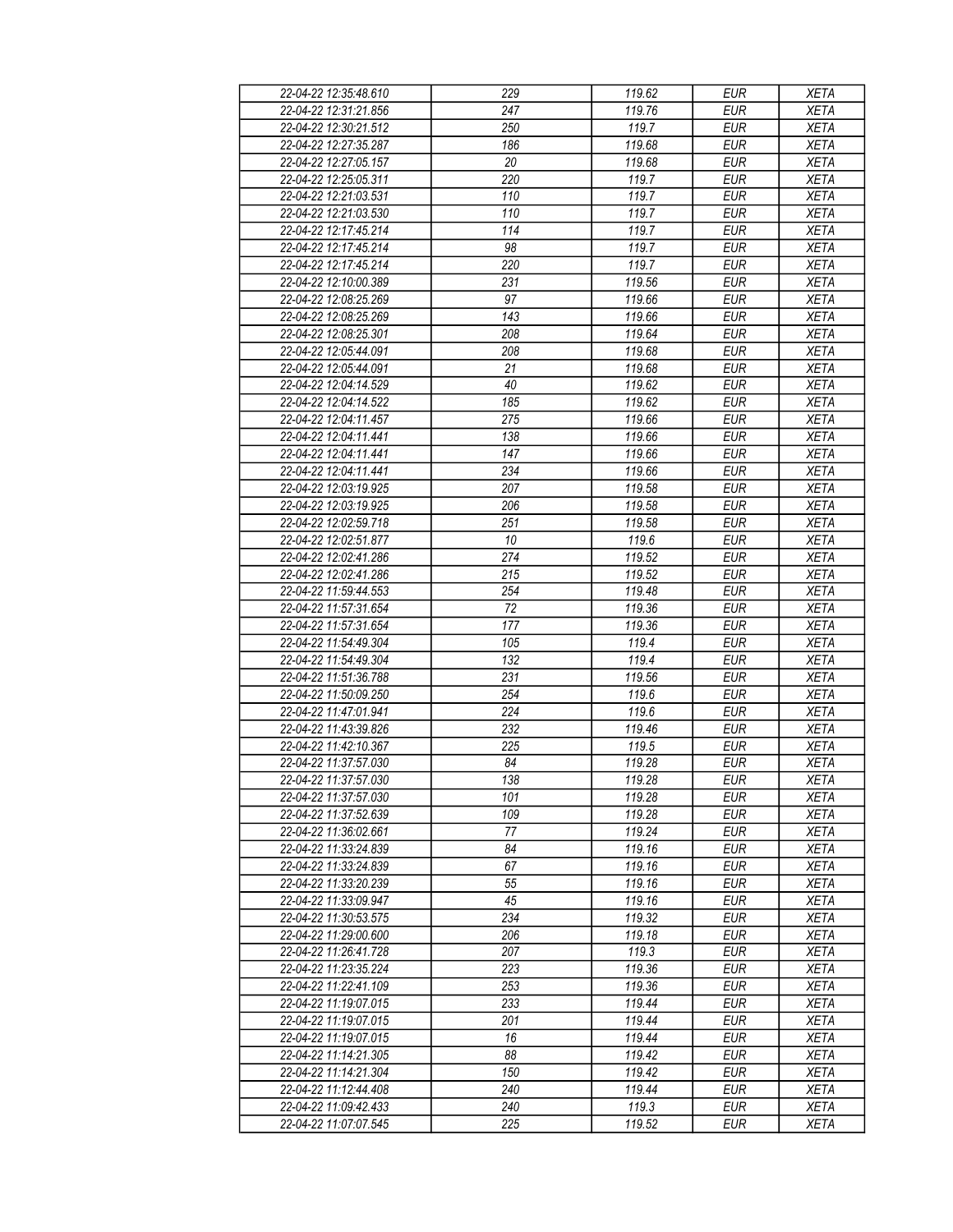| 22-04-22 12:35:48.610 | 229 | 119.62 | EUR | XETA |
|---|---|---|---|---|
| 22-04-22 12:31:21.856 | 247 | 119.76 | EUR | XETA |
| 22-04-22 12:30:21.512 | 250 | 119.7 | EUR | XETA |
| 22-04-22 12:27:35.287 | 186 | 119.68 | EUR | XETA |
| 22-04-22 12:27:05.157 | 20 | 119.68 | EUR | XETA |
| 22-04-22 12:25:05.311 | 220 | 119.7 | EUR | XETA |
| 22-04-22 12:21:03.531 | 110 | 119.7 | EUR | XETA |
| 22-04-22 12:21:03.530 | 110 | 119.7 | EUR | XETA |
| 22-04-22 12:17:45.214 | 114 | 119.7 | EUR | XETA |
| 22-04-22 12:17:45.214 | 98 | 119.7 | EUR | XETA |
| 22-04-22 12:17:45.214 | 220 | 119.7 | EUR | XETA |
| 22-04-22 12:10:00.389 | 231 | 119.56 | EUR | XETA |
| 22-04-22 12:08:25.269 | 97 | 119.66 | EUR | XETA |
| 22-04-22 12:08:25.269 | 143 | 119.66 | EUR | XETA |
| 22-04-22 12:08:25.301 | 208 | 119.64 | EUR | XETA |
| 22-04-22 12:05:44.091 | 208 | 119.68 | EUR | XETA |
| 22-04-22 12:05:44.091 | 21 | 119.68 | EUR | XETA |
| 22-04-22 12:04:14.529 | 40 | 119.62 | EUR | XETA |
| 22-04-22 12:04:14.522 | 185 | 119.62 | EUR | XETA |
| 22-04-22 12:04:11.457 | 275 | 119.66 | EUR | XETA |
| 22-04-22 12:04:11.441 | 138 | 119.66 | EUR | XETA |
| 22-04-22 12:04:11.441 | 147 | 119.66 | EUR | XETA |
| 22-04-22 12:04:11.441 | 234 | 119.66 | EUR | XETA |
| 22-04-22 12:03:19.925 | 207 | 119.58 | EUR | XETA |
| 22-04-22 12:03:19.925 | 206 | 119.58 | EUR | XETA |
| 22-04-22 12:02:59.718 | 251 | 119.58 | EUR | XETA |
| 22-04-22 12:02:51.877 | 10 | 119.6 | EUR | XETA |
| 22-04-22 12:02:41.286 | 274 | 119.52 | EUR | XETA |
| 22-04-22 12:02:41.286 | 215 | 119.52 | EUR | XETA |
| 22-04-22 11:59:44.553 | 254 | 119.48 | EUR | XETA |
| 22-04-22 11:57:31.654 | 72 | 119.36 | EUR | XETA |
| 22-04-22 11:57:31.654 | 177 | 119.36 | EUR | XETA |
| 22-04-22 11:54:49.304 | 105 | 119.4 | EUR | XETA |
| 22-04-22 11:54:49.304 | 132 | 119.4 | EUR | XETA |
| 22-04-22 11:51:36.788 | 231 | 119.56 | EUR | XETA |
| 22-04-22 11:50:09.250 | 254 | 119.6 | EUR | XETA |
| 22-04-22 11:47:01.941 | 224 | 119.6 | EUR | XETA |
| 22-04-22 11:43:39.826 | 232 | 119.46 | EUR | XETA |
| 22-04-22 11:42:10.367 | 225 | 119.5 | EUR | XETA |
| 22-04-22 11:37:57.030 | 84 | 119.28 | EUR | XETA |
| 22-04-22 11:37:57.030 | 138 | 119.28 | EUR | XETA |
| 22-04-22 11:37:57.030 | 101 | 119.28 | EUR | XETA |
| 22-04-22 11:37:52.639 | 109 | 119.28 | EUR | XETA |
| 22-04-22 11:36:02.661 | 77 | 119.24 | EUR | XETA |
| 22-04-22 11:33:24.839 | 84 | 119.16 | EUR | XETA |
| 22-04-22 11:33:24.839 | 67 | 119.16 | EUR | XETA |
| 22-04-22 11:33:20.239 | 55 | 119.16 | EUR | XETA |
| 22-04-22 11:33:09.947 | 45 | 119.16 | EUR | XETA |
| 22-04-22 11:30:53.575 | 234 | 119.32 | EUR | XETA |
| 22-04-22 11:29:00.600 | 206 | 119.18 | EUR | XETA |
| 22-04-22 11:26:41.728 | 207 | 119.3 | EUR | XETA |
| 22-04-22 11:23:35.224 | 223 | 119.36 | EUR | XETA |
| 22-04-22 11:22:41.109 | 253 | 119.36 | EUR | XETA |
| 22-04-22 11:19:07.015 | 233 | 119.44 | EUR | XETA |
| 22-04-22 11:19:07.015 | 201 | 119.44 | EUR | XETA |
| 22-04-22 11:19:07.015 | 16 | 119.44 | EUR | XETA |
| 22-04-22 11:14:21.305 | 88 | 119.42 | EUR | XETA |
| 22-04-22 11:14:21.304 | 150 | 119.42 | EUR | XETA |
| 22-04-22 11:12:44.408 | 240 | 119.44 | EUR | XETA |
| 22-04-22 11:09:42.433 | 240 | 119.3 | EUR | XETA |
| 22-04-22 11:07:07.545 | 225 | 119.52 | EUR | XETA |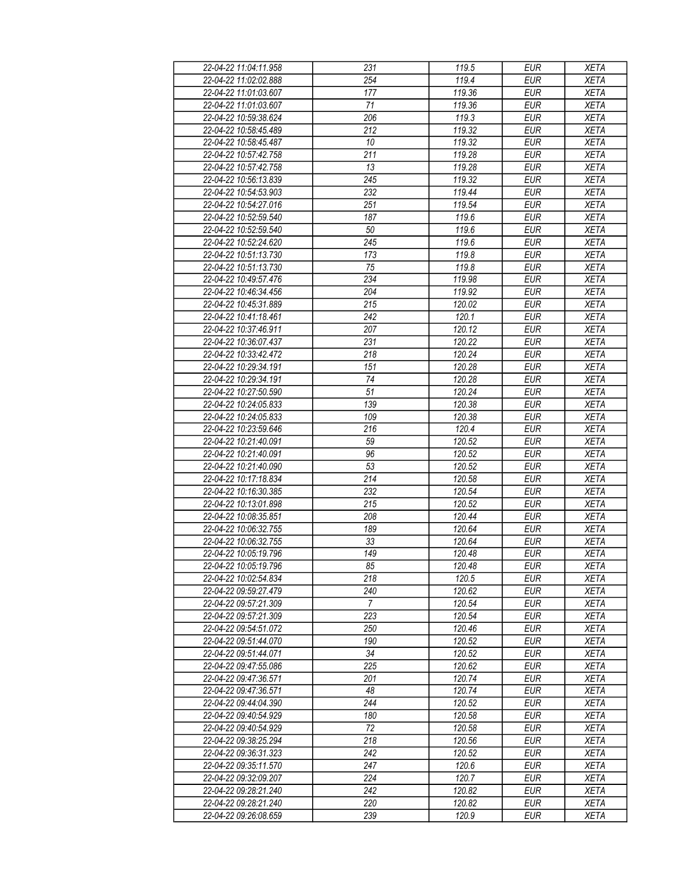| 22-04-22 11:04:11.958 | 231 | 119.5 | EUR | XETA |
|---|---|---|---|---|
| 22-04-22 11:02:02.888 | 254 | 119.4 | EUR | XETA |
| 22-04-22 11:01:03.607 | 177 | 119.36 | EUR | XETA |
| 22-04-22 11:01:03.607 | 71 | 119.36 | EUR | XETA |
| 22-04-22 10:59:38.624 | 206 | 119.3 | EUR | XETA |
| 22-04-22 10:58:45.489 | 212 | 119.32 | EUR | XETA |
| 22-04-22 10:58:45.487 | 10 | 119.32 | EUR | XETA |
| 22-04-22 10:57:42.758 | 211 | 119.28 | EUR | XETA |
| 22-04-22 10:57:42.758 | 13 | 119.28 | EUR | XETA |
| 22-04-22 10:56:13.839 | 245 | 119.32 | EUR | XETA |
| 22-04-22 10:54:53.903 | 232 | 119.44 | EUR | XETA |
| 22-04-22 10:54:27.016 | 251 | 119.54 | EUR | XETA |
| 22-04-22 10:52:59.540 | 187 | 119.6 | EUR | XETA |
| 22-04-22 10:52:59.540 | 50 | 119.6 | EUR | XETA |
| 22-04-22 10:52:24.620 | 245 | 119.6 | EUR | XETA |
| 22-04-22 10:51:13.730 | 173 | 119.8 | EUR | XETA |
| 22-04-22 10:51:13.730 | 75 | 119.8 | EUR | XETA |
| 22-04-22 10:49:57.476 | 234 | 119.98 | EUR | XETA |
| 22-04-22 10:46:34.456 | 204 | 119.92 | EUR | XETA |
| 22-04-22 10:45:31.889 | 215 | 120.02 | EUR | XETA |
| 22-04-22 10:41:18.461 | 242 | 120.1 | EUR | XETA |
| 22-04-22 10:37:46.911 | 207 | 120.12 | EUR | XETA |
| 22-04-22 10:36:07.437 | 231 | 120.22 | EUR | XETA |
| 22-04-22 10:33:42.472 | 218 | 120.24 | EUR | XETA |
| 22-04-22 10:29:34.191 | 151 | 120.28 | EUR | XETA |
| 22-04-22 10:29:34.191 | 74 | 120.28 | EUR | XETA |
| 22-04-22 10:27:50.590 | 51 | 120.24 | EUR | XETA |
| 22-04-22 10:24:05.833 | 139 | 120.38 | EUR | XETA |
| 22-04-22 10:24:05.833 | 109 | 120.38 | EUR | XETA |
| 22-04-22 10:23:59.646 | 216 | 120.4 | EUR | XETA |
| 22-04-22 10:21:40.091 | 59 | 120.52 | EUR | XETA |
| 22-04-22 10:21:40.091 | 96 | 120.52 | EUR | XETA |
| 22-04-22 10:21:40.090 | 53 | 120.52 | EUR | XETA |
| 22-04-22 10:17:18.834 | 214 | 120.58 | EUR | XETA |
| 22-04-22 10:16:30.385 | 232 | 120.54 | EUR | XETA |
| 22-04-22 10:13:01.898 | 215 | 120.52 | EUR | XETA |
| 22-04-22 10:08:35.851 | 208 | 120.44 | EUR | XETA |
| 22-04-22 10:06:32.755 | 189 | 120.64 | EUR | XETA |
| 22-04-22 10:06:32.755 | 33 | 120.64 | EUR | XETA |
| 22-04-22 10:05:19.796 | 149 | 120.48 | EUR | XETA |
| 22-04-22 10:05:19.796 | 85 | 120.48 | EUR | XETA |
| 22-04-22 10:02:54.834 | 218 | 120.5 | EUR | XETA |
| 22-04-22 09:59:27.479 | 240 | 120.62 | EUR | XETA |
| 22-04-22 09:57:21.309 | 7 | 120.54 | EUR | XETA |
| 22-04-22 09:57:21.309 | 223 | 120.54 | EUR | XETA |
| 22-04-22 09:54:51.072 | 250 | 120.46 | EUR | XETA |
| 22-04-22 09:51:44.070 | 190 | 120.52 | EUR | XETA |
| 22-04-22 09:51:44.071 | 34 | 120.52 | EUR | XETA |
| 22-04-22 09:47:55.086 | 225 | 120.62 | EUR | XETA |
| 22-04-22 09:47:36.571 | 201 | 120.74 | EUR | XETA |
| 22-04-22 09:47:36.571 | 48 | 120.74 | EUR | XETA |
| 22-04-22 09:44:04.390 | 244 | 120.52 | EUR | XETA |
| 22-04-22 09:40:54.929 | 180 | 120.58 | EUR | XETA |
| 22-04-22 09:40:54.929 | 72 | 120.58 | EUR | XETA |
| 22-04-22 09:38:25.294 | 218 | 120.56 | EUR | XETA |
| 22-04-22 09:36:31.323 | 242 | 120.52 | EUR | XETA |
| 22-04-22 09:35:11.570 | 247 | 120.6 | EUR | XETA |
| 22-04-22 09:32:09.207 | 224 | 120.7 | EUR | XETA |
| 22-04-22 09:28:21.240 | 242 | 120.82 | EUR | XETA |
| 22-04-22 09:28:21.240 | 220 | 120.82 | EUR | XETA |
| 22-04-22 09:26:08.659 | 239 | 120.9 | EUR | XETA |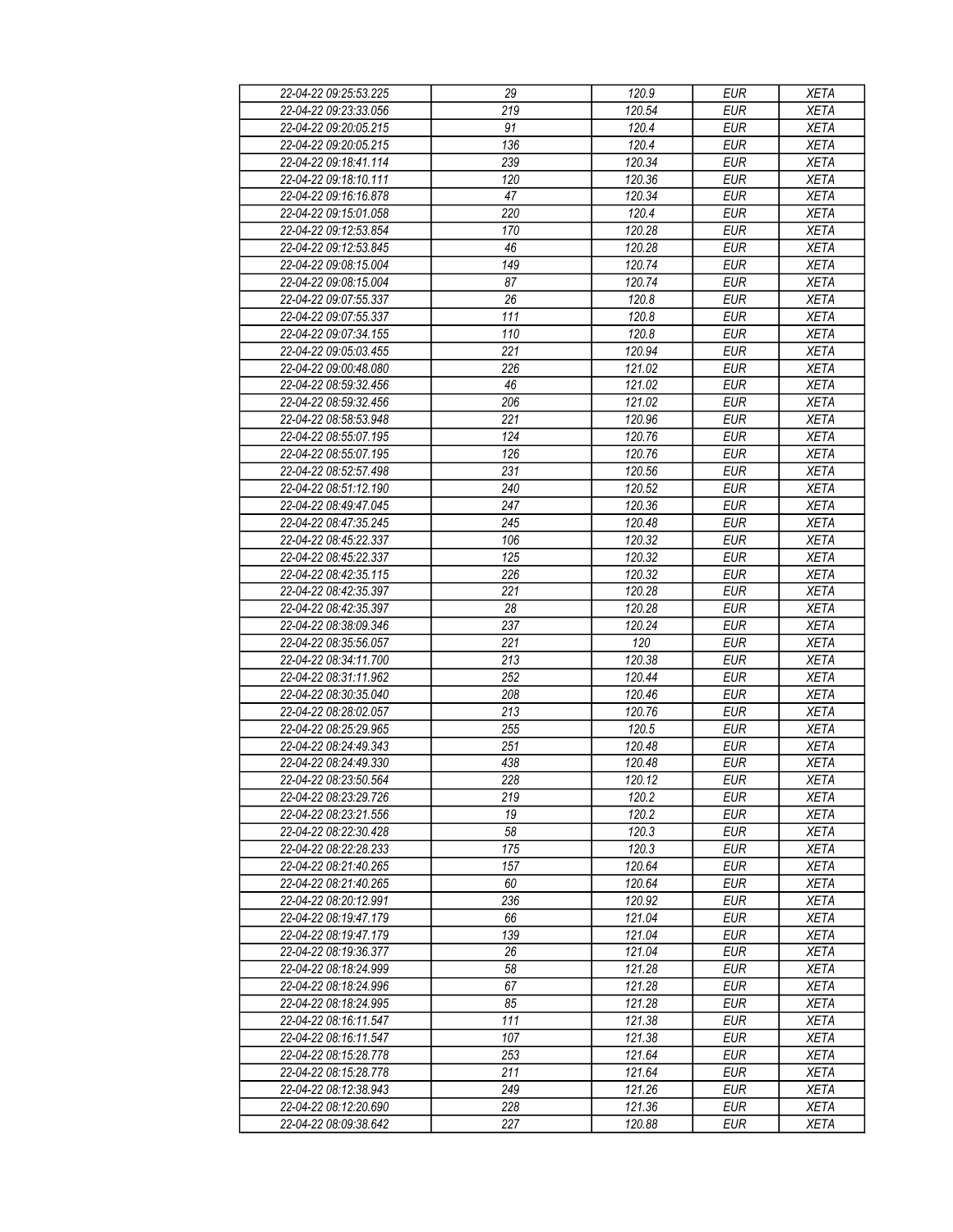| 22-04-22 09:25:53.225 | 29 | 120.9 | EUR | XETA |
|---|---|---|---|---|
| 22-04-22 09:23:33.056 | 219 | 120.54 | EUR | XETA |
| 22-04-22 09:20:05.215 | 91 | 120.4 | EUR | XETA |
| 22-04-22 09:20:05.215 | 136 | 120.4 | EUR | XETA |
| 22-04-22 09:18:41.114 | 239 | 120.34 | EUR | XETA |
| 22-04-22 09:18:10.111 | 120 | 120.36 | EUR | XETA |
| 22-04-22 09:16:16.878 | 47 | 120.34 | EUR | XETA |
| 22-04-22 09:15:01.058 | 220 | 120.4 | EUR | XETA |
| 22-04-22 09:12:53.854 | 170 | 120.28 | EUR | XETA |
| 22-04-22 09:12:53.845 | 46 | 120.28 | EUR | XETA |
| 22-04-22 09:08:15.004 | 149 | 120.74 | EUR | XETA |
| 22-04-22 09:08:15.004 | 87 | 120.74 | EUR | XETA |
| 22-04-22 09:07:55.337 | 26 | 120.8 | EUR | XETA |
| 22-04-22 09:07:55.337 | 111 | 120.8 | EUR | XETA |
| 22-04-22 09:07:34.155 | 110 | 120.8 | EUR | XETA |
| 22-04-22 09:05:03.455 | 221 | 120.94 | EUR | XETA |
| 22-04-22 09:00:48.080 | 226 | 121.02 | EUR | XETA |
| 22-04-22 08:59:32.456 | 46 | 121.02 | EUR | XETA |
| 22-04-22 08:59:32.456 | 206 | 121.02 | EUR | XETA |
| 22-04-22 08:58:53.948 | 221 | 120.96 | EUR | XETA |
| 22-04-22 08:55:07.195 | 124 | 120.76 | EUR | XETA |
| 22-04-22 08:55:07.195 | 126 | 120.76 | EUR | XETA |
| 22-04-22 08:52:57.498 | 231 | 120.56 | EUR | XETA |
| 22-04-22 08:51:12.190 | 240 | 120.52 | EUR | XETA |
| 22-04-22 08:49:47.045 | 247 | 120.36 | EUR | XETA |
| 22-04-22 08:47:35.245 | 245 | 120.48 | EUR | XETA |
| 22-04-22 08:45:22.337 | 106 | 120.32 | EUR | XETA |
| 22-04-22 08:45:22.337 | 125 | 120.32 | EUR | XETA |
| 22-04-22 08:42:35.115 | 226 | 120.32 | EUR | XETA |
| 22-04-22 08:42:35.397 | 221 | 120.28 | EUR | XETA |
| 22-04-22 08:42:35.397 | 28 | 120.28 | EUR | XETA |
| 22-04-22 08:38:09.346 | 237 | 120.24 | EUR | XETA |
| 22-04-22 08:35:56.057 | 221 | 120 | EUR | XETA |
| 22-04-22 08:34:11.700 | 213 | 120.38 | EUR | XETA |
| 22-04-22 08:31:11.962 | 252 | 120.44 | EUR | XETA |
| 22-04-22 08:30:35.040 | 208 | 120.46 | EUR | XETA |
| 22-04-22 08:28:02.057 | 213 | 120.76 | EUR | XETA |
| 22-04-22 08:25:29.965 | 255 | 120.5 | EUR | XETA |
| 22-04-22 08:24:49.343 | 251 | 120.48 | EUR | XETA |
| 22-04-22 08:24:49.330 | 438 | 120.48 | EUR | XETA |
| 22-04-22 08:23:50.564 | 228 | 120.12 | EUR | XETA |
| 22-04-22 08:23:29.726 | 219 | 120.2 | EUR | XETA |
| 22-04-22 08:23:21.556 | 19 | 120.2 | EUR | XETA |
| 22-04-22 08:22:30.428 | 58 | 120.3 | EUR | XETA |
| 22-04-22 08:22:28.233 | 175 | 120.3 | EUR | XETA |
| 22-04-22 08:21:40.265 | 157 | 120.64 | EUR | XETA |
| 22-04-22 08:21:40.265 | 60 | 120.64 | EUR | XETA |
| 22-04-22 08:20:12.991 | 236 | 120.92 | EUR | XETA |
| 22-04-22 08:19:47.179 | 66 | 121.04 | EUR | XETA |
| 22-04-22 08:19:47.179 | 139 | 121.04 | EUR | XETA |
| 22-04-22 08:19:36.377 | 26 | 121.04 | EUR | XETA |
| 22-04-22 08:18:24.999 | 58 | 121.28 | EUR | XETA |
| 22-04-22 08:18:24.996 | 67 | 121.28 | EUR | XETA |
| 22-04-22 08:18:24.995 | 85 | 121.28 | EUR | XETA |
| 22-04-22 08:16:11.547 | 111 | 121.38 | EUR | XETA |
| 22-04-22 08:16:11.547 | 107 | 121.38 | EUR | XETA |
| 22-04-22 08:15:28.778 | 253 | 121.64 | EUR | XETA |
| 22-04-22 08:15:28.778 | 211 | 121.64 | EUR | XETA |
| 22-04-22 08:12:38.943 | 249 | 121.26 | EUR | XETA |
| 22-04-22 08:12:20.690 | 228 | 121.36 | EUR | XETA |
| 22-04-22 08:09:38.642 | 227 | 120.88 | EUR | XETA |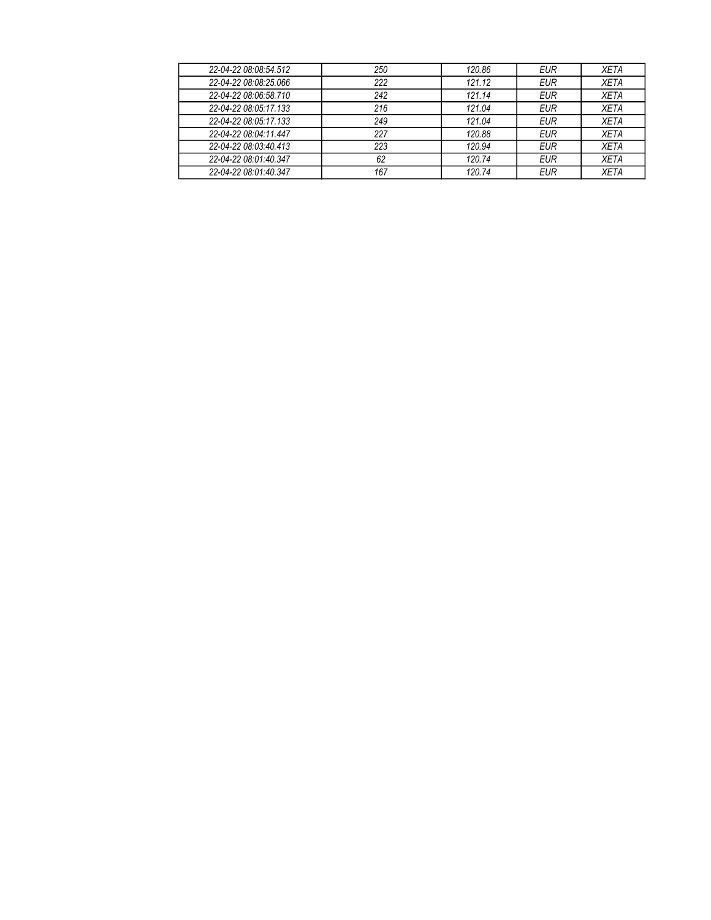| 22-04-22 08:08:54.512 | 250 | 120.86 | EUR | XETA |
|---|---|---|---|---|
| 22-04-22 08:08:25.066 | 222 | 121.12 | EUR | XETA |
| 22-04-22 08:06:58.710 | 242 | 121.14 | EUR | XETA |
| 22-04-22 08:05:17.133 | 216 | 121.04 | EUR | XETA |
| 22-04-22 08:05:17.133 | 249 | 121.04 | EUR | XETA |
| 22-04-22 08:04:11.447 | 227 | 120.88 | EUR | XETA |
| 22-04-22 08:03:40.413 | 223 | 120.94 | EUR | XETA |
| 22-04-22 08:01:40.347 | 62 | 120.74 | EUR | XETA |
| 22-04-22 08:01:40.347 | 167 | 120.74 | EUR | XETA |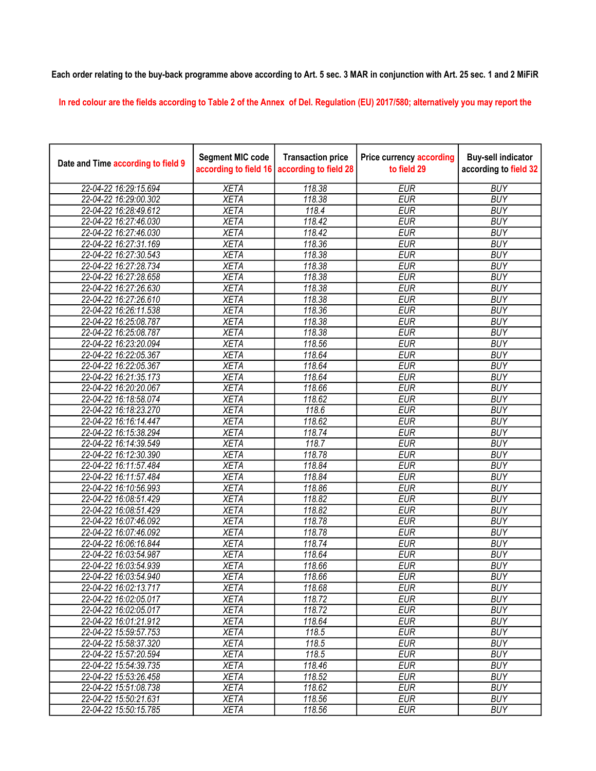**Each order relating to the buy-back programme above according to Art. 5 sec. 3 MAR in conjunction with Art. 25 sec. 1 and 2 MiFiR**

In red colour are the fields according to Table 2 of the Annex of Del. Regulation (EU) 2017/580; alternatively you may report the

| Date and Time according to field 9 | Segment MIC code according to field 16 | Transaction price according to field 28 | Price currency according to field 29 | Buy-sell indicator according to field 32 |
|---|---|---|---|---|
| 22-04-22 16:29:15.694 | XETA | 118.38 | EUR | BUY |
| 22-04-22 16:29:00.302 | XETA | 118.38 | EUR | BUY |
| 22-04-22 16:28:49.612 | XETA | 118.4 | EUR | BUY |
| 22-04-22 16:27:46.030 | XETA | 118.42 | EUR | BUY |
| 22-04-22 16:27:46.030 | XETA | 118.42 | EUR | BUY |
| 22-04-22 16:27:31.169 | XETA | 118.36 | EUR | BUY |
| 22-04-22 16:27:30.543 | XETA | 118.38 | EUR | BUY |
| 22-04-22 16:27:28.734 | XETA | 118.38 | EUR | BUY |
| 22-04-22 16:27:28.658 | XETA | 118.38 | EUR | BUY |
| 22-04-22 16:27:26.630 | XETA | 118.38 | EUR | BUY |
| 22-04-22 16:27:26.610 | XETA | 118.38 | EUR | BUY |
| 22-04-22 16:26:11.538 | XETA | 118.36 | EUR | BUY |
| 22-04-22 16:25:08.787 | XETA | 118.38 | EUR | BUY |
| 22-04-22 16:25:08.787 | XETA | 118.38 | EUR | BUY |
| 22-04-22 16:23:20.094 | XETA | 118.56 | EUR | BUY |
| 22-04-22 16:22:05.367 | XETA | 118.64 | EUR | BUY |
| 22-04-22 16:22:05.367 | XETA | 118.64 | EUR | BUY |
| 22-04-22 16:21:35.173 | XETA | 118.64 | EUR | BUY |
| 22-04-22 16:20:20.067 | XETA | 118.66 | EUR | BUY |
| 22-04-22 16:18:58.074 | XETA | 118.62 | EUR | BUY |
| 22-04-22 16:18:23.270 | XETA | 118.6 | EUR | BUY |
| 22-04-22 16:16:14.447 | XETA | 118.62 | EUR | BUY |
| 22-04-22 16:15:38.294 | XETA | 118.74 | EUR | BUY |
| 22-04-22 16:14:39.549 | XETA | 118.7 | EUR | BUY |
| 22-04-22 16:12:30.390 | XETA | 118.78 | EUR | BUY |
| 22-04-22 16:11:57.484 | XETA | 118.84 | EUR | BUY |
| 22-04-22 16:11:57.484 | XETA | 118.84 | EUR | BUY |
| 22-04-22 16:10:56.993 | XETA | 118.86 | EUR | BUY |
| 22-04-22 16:08:51.429 | XETA | 118.82 | EUR | BUY |
| 22-04-22 16:08:51.429 | XETA | 118.82 | EUR | BUY |
| 22-04-22 16:07:46.092 | XETA | 118.78 | EUR | BUY |
| 22-04-22 16:07:46.092 | XETA | 118.78 | EUR | BUY |
| 22-04-22 16:06:16.844 | XETA | 118.74 | EUR | BUY |
| 22-04-22 16:03:54.987 | XETA | 118.64 | EUR | BUY |
| 22-04-22 16:03:54.939 | XETA | 118.66 | EUR | BUY |
| 22-04-22 16:03:54.940 | XETA | 118.66 | EUR | BUY |
| 22-04-22 16:02:13.717 | XETA | 118.68 | EUR | BUY |
| 22-04-22 16:02:05.017 | XETA | 118.72 | EUR | BUY |
| 22-04-22 16:02:05.017 | XETA | 118.72 | EUR | BUY |
| 22-04-22 16:01:21.912 | XETA | 118.64 | EUR | BUY |
| 22-04-22 15:59:57.753 | XETA | 118.5 | EUR | BUY |
| 22-04-22 15:58:37.320 | XETA | 118.5 | EUR | BUY |
| 22-04-22 15:57:20.594 | XETA | 118.5 | EUR | BUY |
| 22-04-22 15:54:39.735 | XETA | 118.46 | EUR | BUY |
| 22-04-22 15:53:26.458 | XETA | 118.52 | EUR | BUY |
| 22-04-22 15:51:08.738 | XETA | 118.62 | EUR | BUY |
| 22-04-22 15:50:21.631 | XETA | 118.56 | EUR | BUY |
| 22-04-22 15:50:15.785 | XETA | 118.56 | EUR | BUY |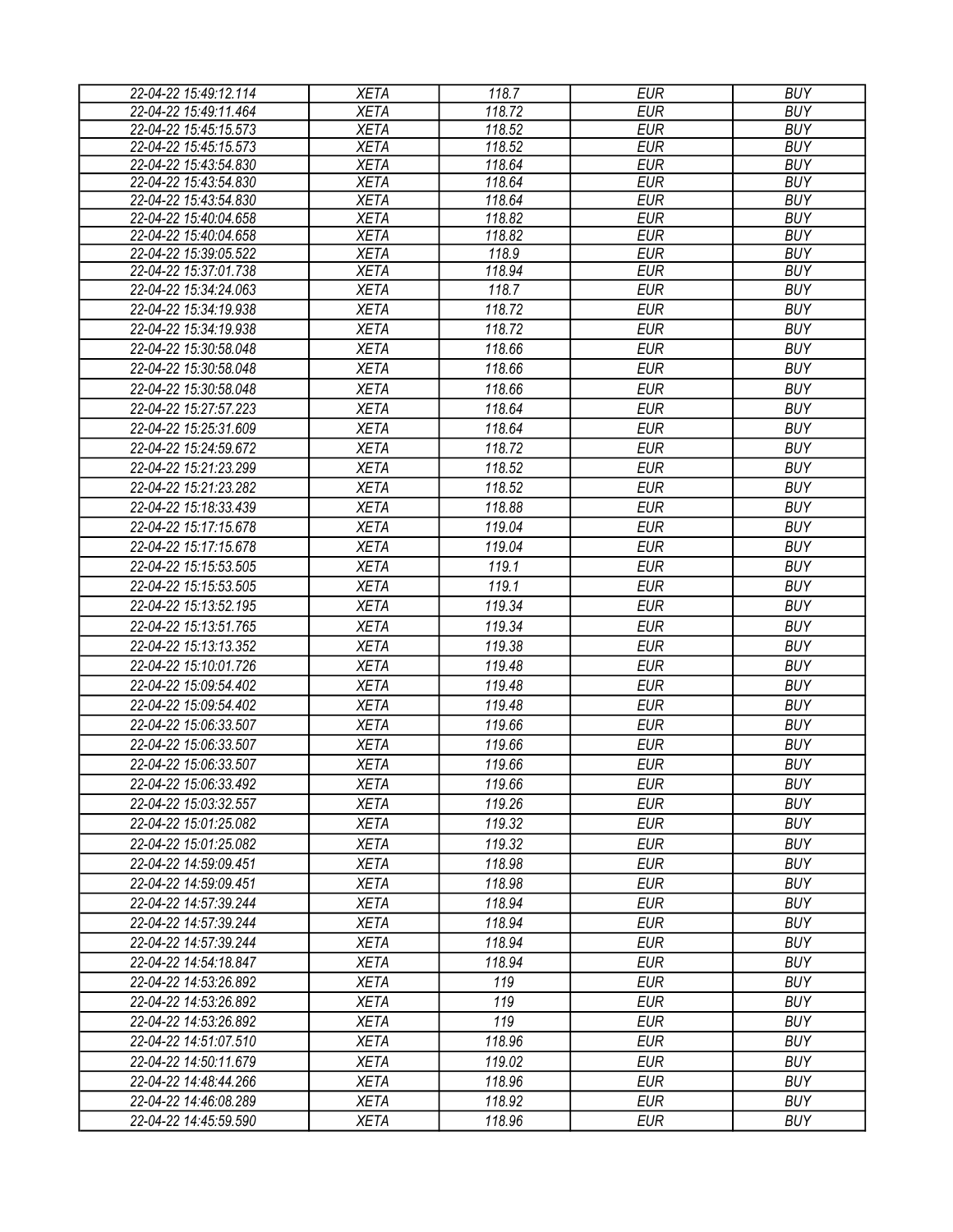| 22-04-22 15:49:12.114 | XETA | 118.7 | EUR | BUY |
|---|---|---|---|---|
| 22-04-22 15:49:11.464 | XETA | 118.72 | EUR | BUY |
| 22-04-22 15:45:15.573 | XETA | 118.52 | EUR | BUY |
| 22-04-22 15:45:15.573 | XETA | 118.52 | EUR | BUY |
| 22-04-22 15:43:54.830 | XETA | 118.64 | EUR | BUY |
| 22-04-22 15:43:54.830 | XETA | 118.64 | EUR | BUY |
| 22-04-22 15:43:54.830 | XETA | 118.64 | EUR | BUY |
| 22-04-22 15:40:04.658 | XETA | 118.82 | EUR | BUY |
| 22-04-22 15:40:04.658 | XETA | 118.82 | EUR | BUY |
| 22-04-22 15:39:05.522 | XETA | 118.9 | EUR | BUY |
| 22-04-22 15:37:01.738 | XETA | 118.94 | EUR | BUY |
| 22-04-22 15:34:24.063 | XETA | 118.7 | EUR | BUY |
| 22-04-22 15:34:19.938 | XETA | 118.72 | EUR | BUY |
| 22-04-22 15:34:19.938 | XETA | 118.72 | EUR | BUY |
| 22-04-22 15:30:58.048 | XETA | 118.66 | EUR | BUY |
| 22-04-22 15:30:58.048 | XETA | 118.66 | EUR | BUY |
| 22-04-22 15:30:58.048 | XETA | 118.66 | EUR | BUY |
| 22-04-22 15:27:57.223 | XETA | 118.64 | EUR | BUY |
| 22-04-22 15:25:31.609 | XETA | 118.64 | EUR | BUY |
| 22-04-22 15:24:59.672 | XETA | 118.72 | EUR | BUY |
| 22-04-22 15:21:23.299 | XETA | 118.52 | EUR | BUY |
| 22-04-22 15:21:23.282 | XETA | 118.52 | EUR | BUY |
| 22-04-22 15:18:33.439 | XETA | 118.88 | EUR | BUY |
| 22-04-22 15:17:15.678 | XETA | 119.04 | EUR | BUY |
| 22-04-22 15:17:15.678 | XETA | 119.04 | EUR | BUY |
| 22-04-22 15:15:53.505 | XETA | 119.1 | EUR | BUY |
| 22-04-22 15:15:53.505 | XETA | 119.1 | EUR | BUY |
| 22-04-22 15:13:52.195 | XETA | 119.34 | EUR | BUY |
| 22-04-22 15:13:51.765 | XETA | 119.34 | EUR | BUY |
| 22-04-22 15:13:13.352 | XETA | 119.38 | EUR | BUY |
| 22-04-22 15:10:01.726 | XETA | 119.48 | EUR | BUY |
| 22-04-22 15:09:54.402 | XETA | 119.48 | EUR | BUY |
| 22-04-22 15:09:54.402 | XETA | 119.48 | EUR | BUY |
| 22-04-22 15:06:33.507 | XETA | 119.66 | EUR | BUY |
| 22-04-22 15:06:33.507 | XETA | 119.66 | EUR | BUY |
| 22-04-22 15:06:33.507 | XETA | 119.66 | EUR | BUY |
| 22-04-22 15:06:33.492 | XETA | 119.66 | EUR | BUY |
| 22-04-22 15:03:32.557 | XETA | 119.26 | EUR | BUY |
| 22-04-22 15:01:25.082 | XETA | 119.32 | EUR | BUY |
| 22-04-22 15:01:25.082 | XETA | 119.32 | EUR | BUY |
| 22-04-22 14:59:09.451 | XETA | 118.98 | EUR | BUY |
| 22-04-22 14:59:09.451 | XETA | 118.98 | EUR | BUY |
| 22-04-22 14:57:39.244 | XETA | 118.94 | EUR | BUY |
| 22-04-22 14:57:39.244 | XETA | 118.94 | EUR | BUY |
| 22-04-22 14:57:39.244 | XETA | 118.94 | EUR | BUY |
| 22-04-22 14:54:18.847 | XETA | 118.94 | EUR | BUY |
| 22-04-22 14:53:26.892 | XETA | 119 | EUR | BUY |
| 22-04-22 14:53:26.892 | XETA | 119 | EUR | BUY |
| 22-04-22 14:53:26.892 | XETA | 119 | EUR | BUY |
| 22-04-22 14:51:07.510 | XETA | 118.96 | EUR | BUY |
| 22-04-22 14:50:11.679 | XETA | 119.02 | EUR | BUY |
| 22-04-22 14:48:44.266 | XETA | 118.96 | EUR | BUY |
| 22-04-22 14:46:08.289 | XETA | 118.92 | EUR | BUY |
| 22-04-22 14:45:59.590 | XETA | 118.96 | EUR | BUY |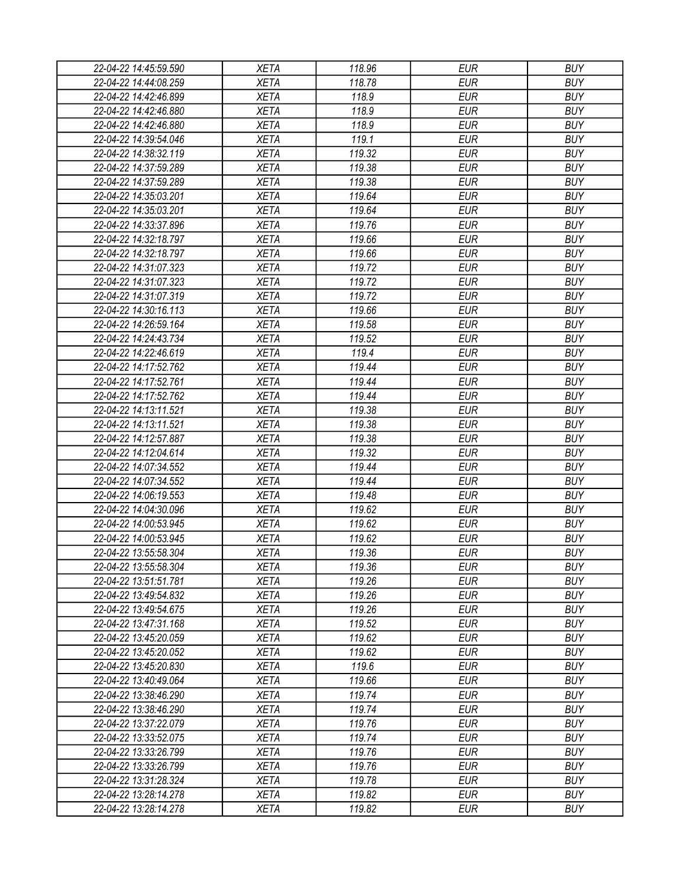| 22-04-22 14:45:59.590 | XETA | 118.96 | EUR | BUY |
|---|---|---|---|---|
| 22-04-22 14:44:08.259 | XETA | 118.78 | EUR | BUY |
| 22-04-22 14:42:46.899 | XETA | 118.9 | EUR | BUY |
| 22-04-22 14:42:46.880 | XETA | 118.9 | EUR | BUY |
| 22-04-22 14:42:46.880 | XETA | 118.9 | EUR | BUY |
| 22-04-22 14:39:54.046 | XETA | 119.1 | EUR | BUY |
| 22-04-22 14:38:32.119 | XETA | 119.32 | EUR | BUY |
| 22-04-22 14:37:59.289 | XETA | 119.38 | EUR | BUY |
| 22-04-22 14:37:59.289 | XETA | 119.38 | EUR | BUY |
| 22-04-22 14:35:03.201 | XETA | 119.64 | EUR | BUY |
| 22-04-22 14:35:03.201 | XETA | 119.64 | EUR | BUY |
| 22-04-22 14:33:37.896 | XETA | 119.76 | EUR | BUY |
| 22-04-22 14:32:18.797 | XETA | 119.66 | EUR | BUY |
| 22-04-22 14:32:18.797 | XETA | 119.66 | EUR | BUY |
| 22-04-22 14:31:07.323 | XETA | 119.72 | EUR | BUY |
| 22-04-22 14:31:07.323 | XETA | 119.72 | EUR | BUY |
| 22-04-22 14:31:07.319 | XETA | 119.72 | EUR | BUY |
| 22-04-22 14:30:16.113 | XETA | 119.66 | EUR | BUY |
| 22-04-22 14:26:59.164 | XETA | 119.58 | EUR | BUY |
| 22-04-22 14:24:43.734 | XETA | 119.52 | EUR | BUY |
| 22-04-22 14:22:46.619 | XETA | 119.4 | EUR | BUY |
| 22-04-22 14:17:52.762 | XETA | 119.44 | EUR | BUY |
| 22-04-22 14:17:52.761 | XETA | 119.44 | EUR | BUY |
| 22-04-22 14:17:52.762 | XETA | 119.44 | EUR | BUY |
| 22-04-22 14:13:11.521 | XETA | 119.38 | EUR | BUY |
| 22-04-22 14:13:11.521 | XETA | 119.38 | EUR | BUY |
| 22-04-22 14:12:57.887 | XETA | 119.38 | EUR | BUY |
| 22-04-22 14:12:04.614 | XETA | 119.32 | EUR | BUY |
| 22-04-22 14:07:34.552 | XETA | 119.44 | EUR | BUY |
| 22-04-22 14:07:34.552 | XETA | 119.44 | EUR | BUY |
| 22-04-22 14:06:19.553 | XETA | 119.48 | EUR | BUY |
| 22-04-22 14:04:30.096 | XETA | 119.62 | EUR | BUY |
| 22-04-22 14:00:53.945 | XETA | 119.62 | EUR | BUY |
| 22-04-22 14:00:53.945 | XETA | 119.62 | EUR | BUY |
| 22-04-22 13:55:58.304 | XETA | 119.36 | EUR | BUY |
| 22-04-22 13:55:58.304 | XETA | 119.36 | EUR | BUY |
| 22-04-22 13:51:51.781 | XETA | 119.26 | EUR | BUY |
| 22-04-22 13:49:54.832 | XETA | 119.26 | EUR | BUY |
| 22-04-22 13:49:54.675 | XETA | 119.26 | EUR | BUY |
| 22-04-22 13:47:31.168 | XETA | 119.52 | EUR | BUY |
| 22-04-22 13:45:20.059 | XETA | 119.62 | EUR | BUY |
| 22-04-22 13:45:20.052 | XETA | 119.62 | EUR | BUY |
| 22-04-22 13:45:20.830 | XETA | 119.6 | EUR | BUY |
| 22-04-22 13:40:49.064 | XETA | 119.66 | EUR | BUY |
| 22-04-22 13:38:46.290 | XETA | 119.74 | EUR | BUY |
| 22-04-22 13:38:46.290 | XETA | 119.74 | EUR | BUY |
| 22-04-22 13:37:22.079 | XETA | 119.76 | EUR | BUY |
| 22-04-22 13:33:52.075 | XETA | 119.74 | EUR | BUY |
| 22-04-22 13:33:26.799 | XETA | 119.76 | EUR | BUY |
| 22-04-22 13:33:26.799 | XETA | 119.76 | EUR | BUY |
| 22-04-22 13:31:28.324 | XETA | 119.78 | EUR | BUY |
| 22-04-22 13:28:14.278 | XETA | 119.82 | EUR | BUY |
| 22-04-22 13:28:14.278 | XETA | 119.82 | EUR | BUY |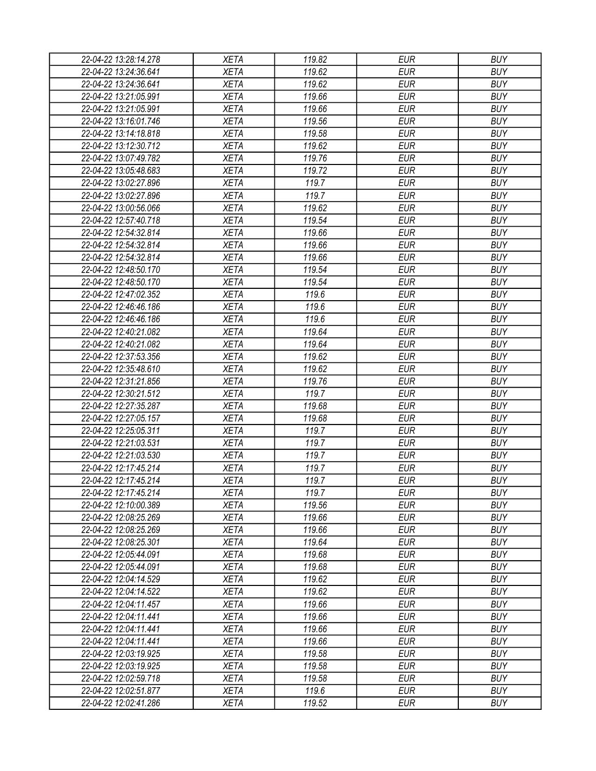| | | | | |
|---|---|---|---|---|
| 22-04-22 13:28:14.278 | XETA | 119.82 | EUR | BUY |
| 22-04-22 13:24:36.641 | XETA | 119.62 | EUR | BUY |
| 22-04-22 13:24:36.641 | XETA | 119.62 | EUR | BUY |
| 22-04-22 13:21:05.991 | XETA | 119.66 | EUR | BUY |
| 22-04-22 13:21:05.991 | XETA | 119.66 | EUR | BUY |
| 22-04-22 13:16:01.746 | XETA | 119.56 | EUR | BUY |
| 22-04-22 13:14:18.818 | XETA | 119.58 | EUR | BUY |
| 22-04-22 13:12:30.712 | XETA | 119.62 | EUR | BUY |
| 22-04-22 13:07:49.782 | XETA | 119.76 | EUR | BUY |
| 22-04-22 13:05:48.683 | XETA | 119.72 | EUR | BUY |
| 22-04-22 13:02:27.896 | XETA | 119.7 | EUR | BUY |
| 22-04-22 13:02:27.896 | XETA | 119.7 | EUR | BUY |
| 22-04-22 13:00:56.066 | XETA | 119.62 | EUR | BUY |
| 22-04-22 12:57:40.718 | XETA | 119.54 | EUR | BUY |
| 22-04-22 12:54:32.814 | XETA | 119.66 | EUR | BUY |
| 22-04-22 12:54:32.814 | XETA | 119.66 | EUR | BUY |
| 22-04-22 12:54:32.814 | XETA | 119.66 | EUR | BUY |
| 22-04-22 12:48:50.170 | XETA | 119.54 | EUR | BUY |
| 22-04-22 12:48:50.170 | XETA | 119.54 | EUR | BUY |
| 22-04-22 12:47:02.352 | XETA | 119.6 | EUR | BUY |
| 22-04-22 12:46:46.186 | XETA | 119.6 | EUR | BUY |
| 22-04-22 12:46:46.186 | XETA | 119.6 | EUR | BUY |
| 22-04-22 12:40:21.082 | XETA | 119.64 | EUR | BUY |
| 22-04-22 12:40:21.082 | XETA | 119.64 | EUR | BUY |
| 22-04-22 12:37:53.356 | XETA | 119.62 | EUR | BUY |
| 22-04-22 12:35:48.610 | XETA | 119.62 | EUR | BUY |
| 22-04-22 12:31:21.856 | XETA | 119.76 | EUR | BUY |
| 22-04-22 12:30:21.512 | XETA | 119.7 | EUR | BUY |
| 22-04-22 12:27:35.287 | XETA | 119.68 | EUR | BUY |
| 22-04-22 12:27:05.157 | XETA | 119.68 | EUR | BUY |
| 22-04-22 12:25:05.311 | XETA | 119.7 | EUR | BUY |
| 22-04-22 12:21:03.531 | XETA | 119.7 | EUR | BUY |
| 22-04-22 12:21:03.530 | XETA | 119.7 | EUR | BUY |
| 22-04-22 12:17:45.214 | XETA | 119.7 | EUR | BUY |
| 22-04-22 12:17:45.214 | XETA | 119.7 | EUR | BUY |
| 22-04-22 12:17:45.214 | XETA | 119.7 | EUR | BUY |
| 22-04-22 12:10:00.389 | XETA | 119.56 | EUR | BUY |
| 22-04-22 12:08:25.269 | XETA | 119.66 | EUR | BUY |
| 22-04-22 12:08:25.269 | XETA | 119.66 | EUR | BUY |
| 22-04-22 12:08:25.301 | XETA | 119.64 | EUR | BUY |
| 22-04-22 12:05:44.091 | XETA | 119.68 | EUR | BUY |
| 22-04-22 12:05:44.091 | XETA | 119.68 | EUR | BUY |
| 22-04-22 12:04:14.529 | XETA | 119.62 | EUR | BUY |
| 22-04-22 12:04:14.522 | XETA | 119.62 | EUR | BUY |
| 22-04-22 12:04:11.457 | XETA | 119.66 | EUR | BUY |
| 22-04-22 12:04:11.441 | XETA | 119.66 | EUR | BUY |
| 22-04-22 12:04:11.441 | XETA | 119.66 | EUR | BUY |
| 22-04-22 12:04:11.441 | XETA | 119.66 | EUR | BUY |
| 22-04-22 12:03:19.925 | XETA | 119.58 | EUR | BUY |
| 22-04-22 12:03:19.925 | XETA | 119.58 | EUR | BUY |
| 22-04-22 12:02:59.718 | XETA | 119.58 | EUR | BUY |
| 22-04-22 12:02:51.877 | XETA | 119.6 | EUR | BUY |
| 22-04-22 12:02:41.286 | XETA | 119.52 | EUR | BUY |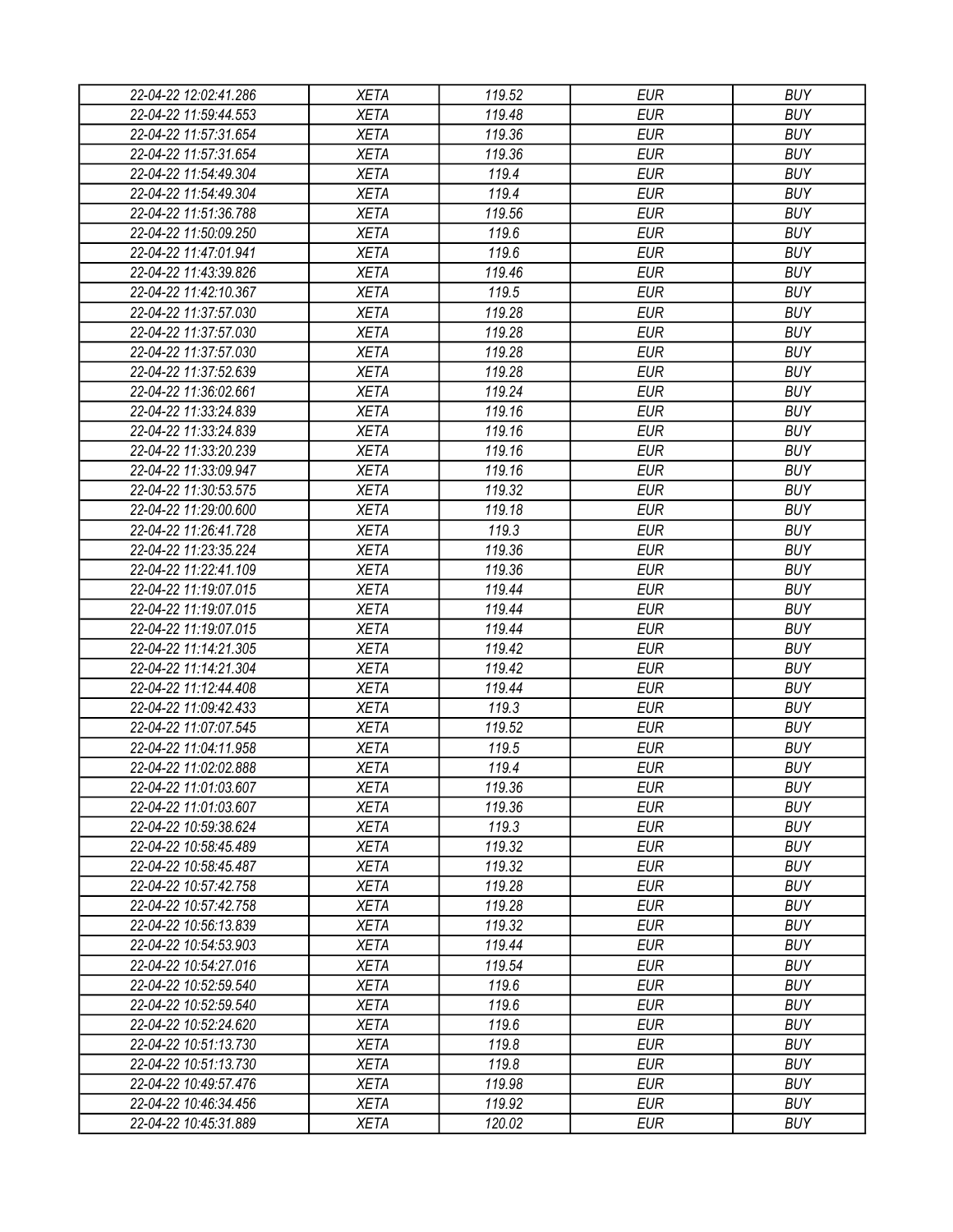| | | | | |
|---|---|---|---|---|
| *22-04-22 12:02:41.286* | *XETA* | *119.52* | *EUR* | *BUY* |
| *22-04-22 11:59:44.553* | *XETA* | *119.48* | *EUR* | *BUY* |
| *22-04-22 11:57:31.654* | *XETA* | *119.36* | *EUR* | *BUY* |
| *22-04-22 11:57:31.654* | *XETA* | *119.36* | *EUR* | *BUY* |
| *22-04-22 11:54:49.304* | *XETA* | *119.4* | *EUR* | *BUY* |
| *22-04-22 11:54:49.304* | *XETA* | *119.4* | *EUR* | *BUY* |
| *22-04-22 11:51:36.788* | *XETA* | *119.56* | *EUR* | *BUY* |
| *22-04-22 11:50:09.250* | *XETA* | *119.6* | *EUR* | *BUY* |
| *22-04-22 11:47:01.941* | *XETA* | *119.6* | *EUR* | *BUY* |
| *22-04-22 11:43:39.826* | *XETA* | *119.46* | *EUR* | *BUY* |
| *22-04-22 11:42:10.367* | *XETA* | *119.5* | *EUR* | *BUY* |
| *22-04-22 11:37:57.030* | *XETA* | *119.28* | *EUR* | *BUY* |
| *22-04-22 11:37:57.030* | *XETA* | *119.28* | *EUR* | *BUY* |
| *22-04-22 11:37:57.030* | *XETA* | *119.28* | *EUR* | *BUY* |
| *22-04-22 11:37:52.639* | *XETA* | *119.28* | *EUR* | *BUY* |
| *22-04-22 11:36:02.661* | *XETA* | *119.24* | *EUR* | *BUY* |
| *22-04-22 11:33:24.839* | *XETA* | *119.16* | *EUR* | *BUY* |
| *22-04-22 11:33:24.839* | *XETA* | *119.16* | *EUR* | *BUY* |
| *22-04-22 11:33:20.239* | *XETA* | *119.16* | *EUR* | *BUY* |
| *22-04-22 11:33:09.947* | *XETA* | *119.16* | *EUR* | *BUY* |
| *22-04-22 11:30:53.575* | *XETA* | *119.32* | *EUR* | *BUY* |
| *22-04-22 11:29:00.600* | *XETA* | *119.18* | *EUR* | *BUY* |
| *22-04-22 11:26:41.728* | *XETA* | *119.3* | *EUR* | *BUY* |
| *22-04-22 11:23:35.224* | *XETA* | *119.36* | *EUR* | *BUY* |
| *22-04-22 11:22:41.109* | *XETA* | *119.36* | *EUR* | *BUY* |
| *22-04-22 11:19:07.015* | *XETA* | *119.44* | *EUR* | *BUY* |
| *22-04-22 11:19:07.015* | *XETA* | *119.44* | *EUR* | *BUY* |
| *22-04-22 11:19:07.015* | *XETA* | *119.44* | *EUR* | *BUY* |
| *22-04-22 11:14:21.305* | *XETA* | *119.42* | *EUR* | *BUY* |
| *22-04-22 11:14:21.304* | *XETA* | *119.42* | *EUR* | *BUY* |
| *22-04-22 11:12:44.408* | *XETA* | *119.44* | *EUR* | *BUY* |
| *22-04-22 11:09:42.433* | *XETA* | *119.3* | *EUR* | *BUY* |
| *22-04-22 11:07:07.545* | *XETA* | *119.52* | *EUR* | *BUY* |
| *22-04-22 11:04:11.958* | *XETA* | *119.5* | *EUR* | *BUY* |
| *22-04-22 11:02:02.888* | *XETA* | *119.4* | *EUR* | *BUY* |
| *22-04-22 11:01:03.607* | *XETA* | *119.36* | *EUR* | *BUY* |
| *22-04-22 11:01:03.607* | *XETA* | *119.36* | *EUR* | *BUY* |
| *22-04-22 10:59:38.624* | *XETA* | *119.3* | *EUR* | *BUY* |
| *22-04-22 10:58:45.489* | *XETA* | *119.32* | *EUR* | *BUY* |
| *22-04-22 10:58:45.487* | *XETA* | *119.32* | *EUR* | *BUY* |
| *22-04-22 10:57:42.758* | *XETA* | *119.28* | *EUR* | *BUY* |
| *22-04-22 10:57:42.758* | *XETA* | *119.28* | *EUR* | *BUY* |
| *22-04-22 10:56:13.839* | *XETA* | *119.32* | *EUR* | *BUY* |
| *22-04-22 10:54:53.903* | *XETA* | *119.44* | *EUR* | *BUY* |
| *22-04-22 10:54:27.016* | *XETA* | *119.54* | *EUR* | *BUY* |
| *22-04-22 10:52:59.540* | *XETA* | *119.6* | *EUR* | *BUY* |
| *22-04-22 10:52:59.540* | *XETA* | *119.6* | *EUR* | *BUY* |
| *22-04-22 10:52:24.620* | *XETA* | *119.6* | *EUR* | *BUY* |
| *22-04-22 10:51:13.730* | *XETA* | *119.8* | *EUR* | *BUY* |
| *22-04-22 10:51:13.730* | *XETA* | *119.8* | *EUR* | *BUY* |
| *22-04-22 10:49:57.476* | *XETA* | *119.98* | *EUR* | *BUY* |
| *22-04-22 10:46:34.456* | *XETA* | *119.92* | *EUR* | *BUY* |
| *22-04-22 10:45:31.889* | *XETA* | *120.02* | *EUR* | *BUY* |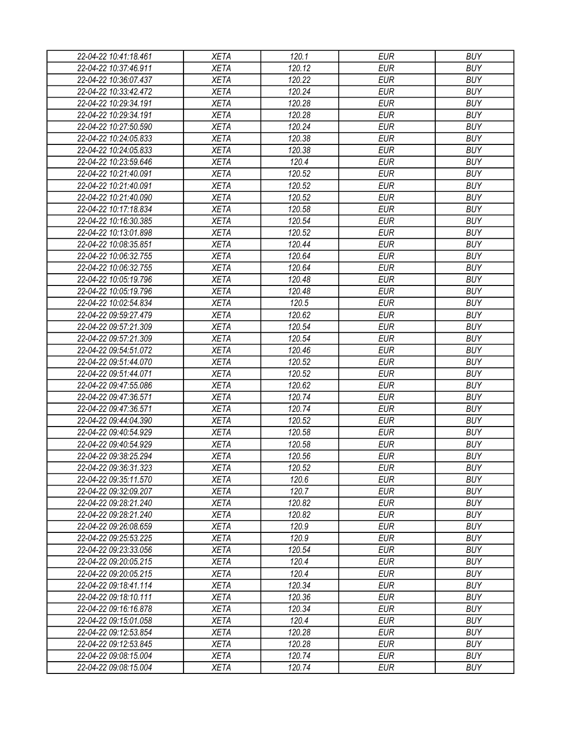| 22-04-22 10:41:18.461 | XETA | 120.1 | EUR | BUY |
|---|---|---|---|---|
| 22-04-22 10:37:46.911 | XETA | 120.12 | EUR | BUY |
| 22-04-22 10:36:07.437 | XETA | 120.22 | EUR | BUY |
| 22-04-22 10:33:42.472 | XETA | 120.24 | EUR | BUY |
| 22-04-22 10:29:34.191 | XETA | 120.28 | EUR | BUY |
| 22-04-22 10:29:34.191 | XETA | 120.28 | EUR | BUY |
| 22-04-22 10:27:50.590 | XETA | 120.24 | EUR | BUY |
| 22-04-22 10:24:05.833 | XETA | 120.38 | EUR | BUY |
| 22-04-22 10:24:05.833 | XETA | 120.38 | EUR | BUY |
| 22-04-22 10:23:59.646 | XETA | 120.4 | EUR | BUY |
| 22-04-22 10:21:40.091 | XETA | 120.52 | EUR | BUY |
| 22-04-22 10:21:40.091 | XETA | 120.52 | EUR | BUY |
| 22-04-22 10:21:40.090 | XETA | 120.52 | EUR | BUY |
| 22-04-22 10:17:18.834 | XETA | 120.58 | EUR | BUY |
| 22-04-22 10:16:30.385 | XETA | 120.54 | EUR | BUY |
| 22-04-22 10:13:01.898 | XETA | 120.52 | EUR | BUY |
| 22-04-22 10:08:35.851 | XETA | 120.44 | EUR | BUY |
| 22-04-22 10:06:32.755 | XETA | 120.64 | EUR | BUY |
| 22-04-22 10:06:32.755 | XETA | 120.64 | EUR | BUY |
| 22-04-22 10:05:19.796 | XETA | 120.48 | EUR | BUY |
| 22-04-22 10:05:19.796 | XETA | 120.48 | EUR | BUY |
| 22-04-22 10:02:54.834 | XETA | 120.5 | EUR | BUY |
| 22-04-22 09:59:27.479 | XETA | 120.62 | EUR | BUY |
| 22-04-22 09:57:21.309 | XETA | 120.54 | EUR | BUY |
| 22-04-22 09:57:21.309 | XETA | 120.54 | EUR | BUY |
| 22-04-22 09:54:51.072 | XETA | 120.46 | EUR | BUY |
| 22-04-22 09:51:44.070 | XETA | 120.52 | EUR | BUY |
| 22-04-22 09:51:44.071 | XETA | 120.52 | EUR | BUY |
| 22-04-22 09:47:55.086 | XETA | 120.62 | EUR | BUY |
| 22-04-22 09:47:36.571 | XETA | 120.74 | EUR | BUY |
| 22-04-22 09:47:36.571 | XETA | 120.74 | EUR | BUY |
| 22-04-22 09:44:04.390 | XETA | 120.52 | EUR | BUY |
| 22-04-22 09:40:54.929 | XETA | 120.58 | EUR | BUY |
| 22-04-22 09:40:54.929 | XETA | 120.58 | EUR | BUY |
| 22-04-22 09:38:25.294 | XETA | 120.56 | EUR | BUY |
| 22-04-22 09:36:31.323 | XETA | 120.52 | EUR | BUY |
| 22-04-22 09:35:11.570 | XETA | 120.6 | EUR | BUY |
| 22-04-22 09:32:09.207 | XETA | 120.7 | EUR | BUY |
| 22-04-22 09:28:21.240 | XETA | 120.82 | EUR | BUY |
| 22-04-22 09:28:21.240 | XETA | 120.82 | EUR | BUY |
| 22-04-22 09:26:08.659 | XETA | 120.9 | EUR | BUY |
| 22-04-22 09:25:53.225 | XETA | 120.9 | EUR | BUY |
| 22-04-22 09:23:33.056 | XETA | 120.54 | EUR | BUY |
| 22-04-22 09:20:05.215 | XETA | 120.4 | EUR | BUY |
| 22-04-22 09:20:05.215 | XETA | 120.4 | EUR | BUY |
| 22-04-22 09:18:41.114 | XETA | 120.34 | EUR | BUY |
| 22-04-22 09:18:10.111 | XETA | 120.36 | EUR | BUY |
| 22-04-22 09:16:16.878 | XETA | 120.34 | EUR | BUY |
| 22-04-22 09:15:01.058 | XETA | 120.4 | EUR | BUY |
| 22-04-22 09:12:53.854 | XETA | 120.28 | EUR | BUY |
| 22-04-22 09:12:53.845 | XETA | 120.28 | EUR | BUY |
| 22-04-22 09:08:15.004 | XETA | 120.74 | EUR | BUY |
| 22-04-22 09:08:15.004 | XETA | 120.74 | EUR | BUY |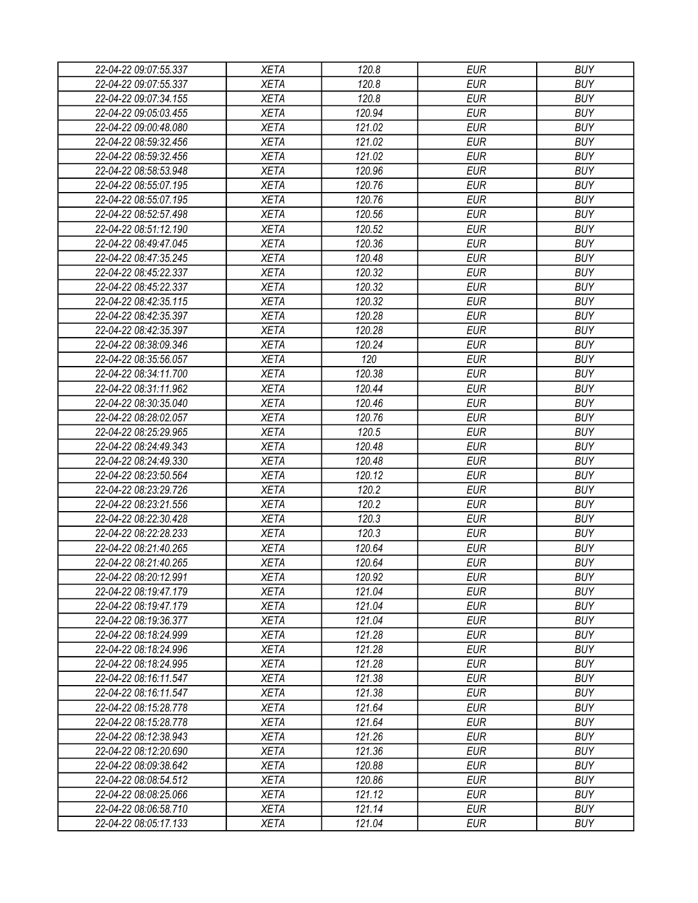| 22-04-22 09:07:55.337 | XETA | 120.8 | EUR | BUY |
|---|---|---|---|---|
| 22-04-22 09:07:55.337 | XETA | 120.8 | EUR | BUY |
| 22-04-22 09:07:34.155 | XETA | 120.8 | EUR | BUY |
| 22-04-22 09:05:03.455 | XETA | 120.94 | EUR | BUY |
| 22-04-22 09:00:48.080 | XETA | 121.02 | EUR | BUY |
| 22-04-22 08:59:32.456 | XETA | 121.02 | EUR | BUY |
| 22-04-22 08:59:32.456 | XETA | 121.02 | EUR | BUY |
| 22-04-22 08:58:53.948 | XETA | 120.96 | EUR | BUY |
| 22-04-22 08:55:07.195 | XETA | 120.76 | EUR | BUY |
| 22-04-22 08:55:07.195 | XETA | 120.76 | EUR | BUY |
| 22-04-22 08:52:57.498 | XETA | 120.56 | EUR | BUY |
| 22-04-22 08:51:12.190 | XETA | 120.52 | EUR | BUY |
| 22-04-22 08:49:47.045 | XETA | 120.36 | EUR | BUY |
| 22-04-22 08:47:35.245 | XETA | 120.48 | EUR | BUY |
| 22-04-22 08:45:22.337 | XETA | 120.32 | EUR | BUY |
| 22-04-22 08:45:22.337 | XETA | 120.32 | EUR | BUY |
| 22-04-22 08:42:35.115 | XETA | 120.32 | EUR | BUY |
| 22-04-22 08:42:35.397 | XETA | 120.28 | EUR | BUY |
| 22-04-22 08:42:35.397 | XETA | 120.28 | EUR | BUY |
| 22-04-22 08:38:09.346 | XETA | 120.24 | EUR | BUY |
| 22-04-22 08:35:56.057 | XETA | 120 | EUR | BUY |
| 22-04-22 08:34:11.700 | XETA | 120.38 | EUR | BUY |
| 22-04-22 08:31:11.962 | XETA | 120.44 | EUR | BUY |
| 22-04-22 08:30:35.040 | XETA | 120.46 | EUR | BUY |
| 22-04-22 08:28:02.057 | XETA | 120.76 | EUR | BUY |
| 22-04-22 08:25:29.965 | XETA | 120.5 | EUR | BUY |
| 22-04-22 08:24:49.343 | XETA | 120.48 | EUR | BUY |
| 22-04-22 08:24:49.330 | XETA | 120.48 | EUR | BUY |
| 22-04-22 08:23:50.564 | XETA | 120.12 | EUR | BUY |
| 22-04-22 08:23:29.726 | XETA | 120.2 | EUR | BUY |
| 22-04-22 08:23:21.556 | XETA | 120.2 | EUR | BUY |
| 22-04-22 08:22:30.428 | XETA | 120.3 | EUR | BUY |
| 22-04-22 08:22:28.233 | XETA | 120.3 | EUR | BUY |
| 22-04-22 08:21:40.265 | XETA | 120.64 | EUR | BUY |
| 22-04-22 08:21:40.265 | XETA | 120.64 | EUR | BUY |
| 22-04-22 08:20:12.991 | XETA | 120.92 | EUR | BUY |
| 22-04-22 08:19:47.179 | XETA | 121.04 | EUR | BUY |
| 22-04-22 08:19:47.179 | XETA | 121.04 | EUR | BUY |
| 22-04-22 08:19:36.377 | XETA | 121.04 | EUR | BUY |
| 22-04-22 08:18:24.999 | XETA | 121.28 | EUR | BUY |
| 22-04-22 08:18:24.996 | XETA | 121.28 | EUR | BUY |
| 22-04-22 08:18:24.995 | XETA | 121.28 | EUR | BUY |
| 22-04-22 08:16:11.547 | XETA | 121.38 | EUR | BUY |
| 22-04-22 08:16:11.547 | XETA | 121.38 | EUR | BUY |
| 22-04-22 08:15:28.778 | XETA | 121.64 | EUR | BUY |
| 22-04-22 08:15:28.778 | XETA | 121.64 | EUR | BUY |
| 22-04-22 08:12:38.943 | XETA | 121.26 | EUR | BUY |
| 22-04-22 08:12:20.690 | XETA | 121.36 | EUR | BUY |
| 22-04-22 08:09:38.642 | XETA | 120.88 | EUR | BUY |
| 22-04-22 08:08:54.512 | XETA | 120.86 | EUR | BUY |
| 22-04-22 08:08:25.066 | XETA | 121.12 | EUR | BUY |
| 22-04-22 08:06:58.710 | XETA | 121.14 | EUR | BUY |
| 22-04-22 08:05:17.133 | XETA | 121.04 | EUR | BUY |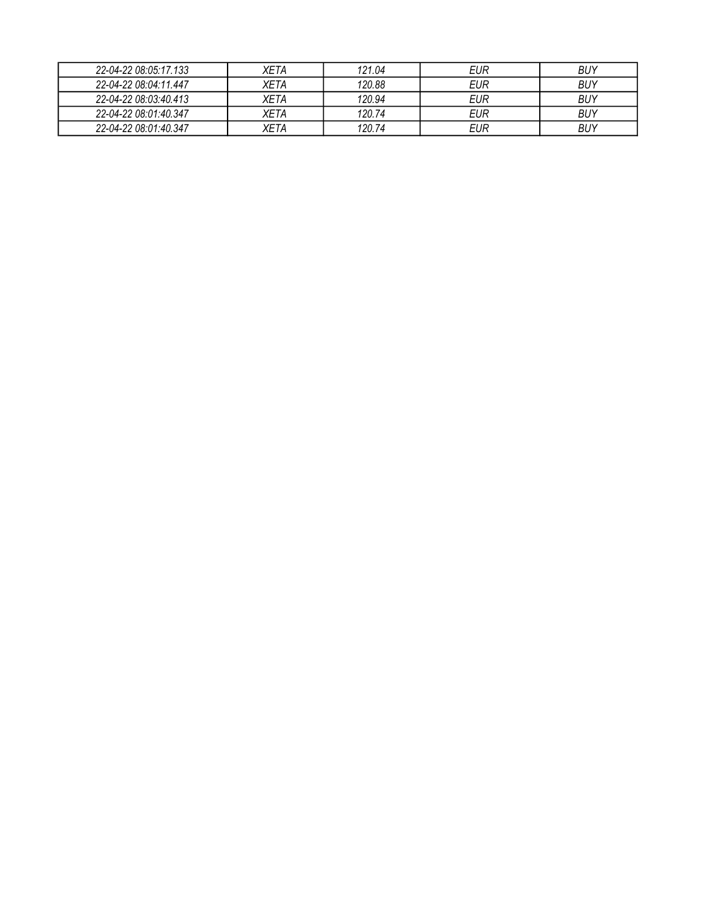| | | | | |
|---|---|---|---|---|
| *22-04-22 08:05:17.133* | *XETA* | *121.04* | *EUR* | *BUY* |
| *22-04-22 08:04:11.447* | *XETA* | *120.88* | *EUR* | *BUY* |
| *22-04-22 08:03:40.413* | *XETA* | *120.94* | *EUR* | *BUY* |
| *22-04-22 08:01:40.347* | *XETA* | *120.74* | *EUR* | *BUY* |
| *22-04-22 08:01:40.347* | *XETA* | *120.74* | *EUR* | *BUY* |